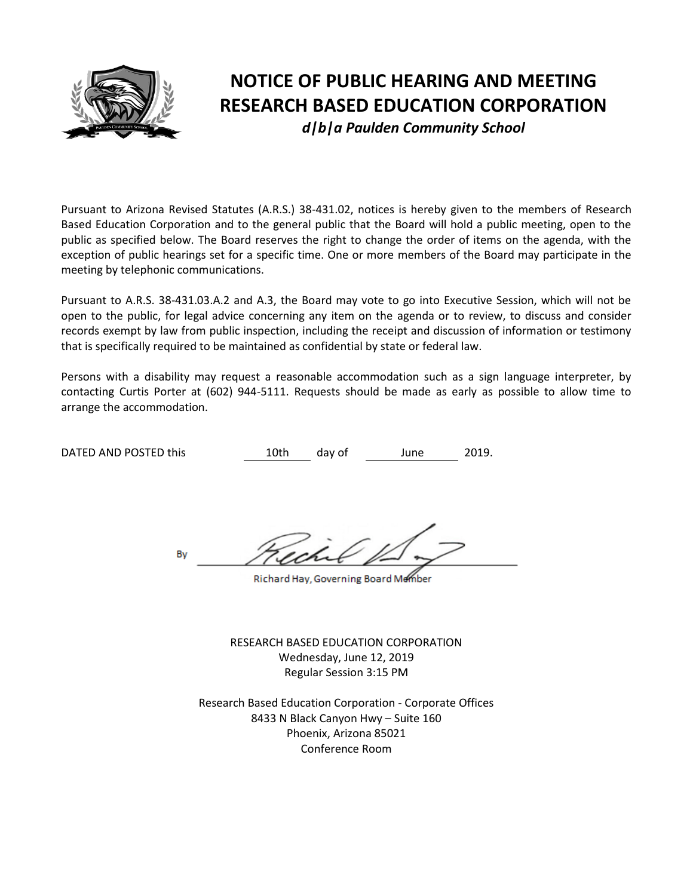# NOTICE OF PUBLIC HEARING AND MEETING
# RESEARCH BASED EDUCATION CORPORATION

***d|b|a Paulden Community School***

Pursuant to Arizona Revised Statutes (A.R.S.) 38-431.02, notices is hereby given to the members of Research Based Education Corporation and to the general public that the Board will hold a public meeting, open to the public as specified below. The Board reserves the right to change the order of items on the agenda, with the exception of public hearings set for a specific time. One or more members of the Board may participate in the meeting by telephonic communications.

Pursuant to A.R.S. 38-431.03.A.2 and A.3, the Board may vote to go into Executive Session, which will not be open to the public, for legal advice concerning any item on the agenda or to review, to discuss and consider records exempt by law from public inspection, including the receipt and discussion of information or testimony that is specifically required to be maintained as confidential by state or federal law.

Persons with a disability may request a reasonable accommodation such as a sign language interpreter, by contacting Curtis Porter at (602) 944-5111. Requests should be made as early as possible to allow time to arrange the accommodation.

DATED AND POSTED this 10th day of June 2019.

By ______________________________

Richard Hay, Governing Board Member

RESEARCH BASED EDUCATION CORPORATION
Wednesday, June 12, 2019
Regular Session 3:15 PM

Research Based Education Corporation - Corporate Offices
8433 N Black Canyon Hwy – Suite 160
Phoenix, Arizona 85021
Conference Room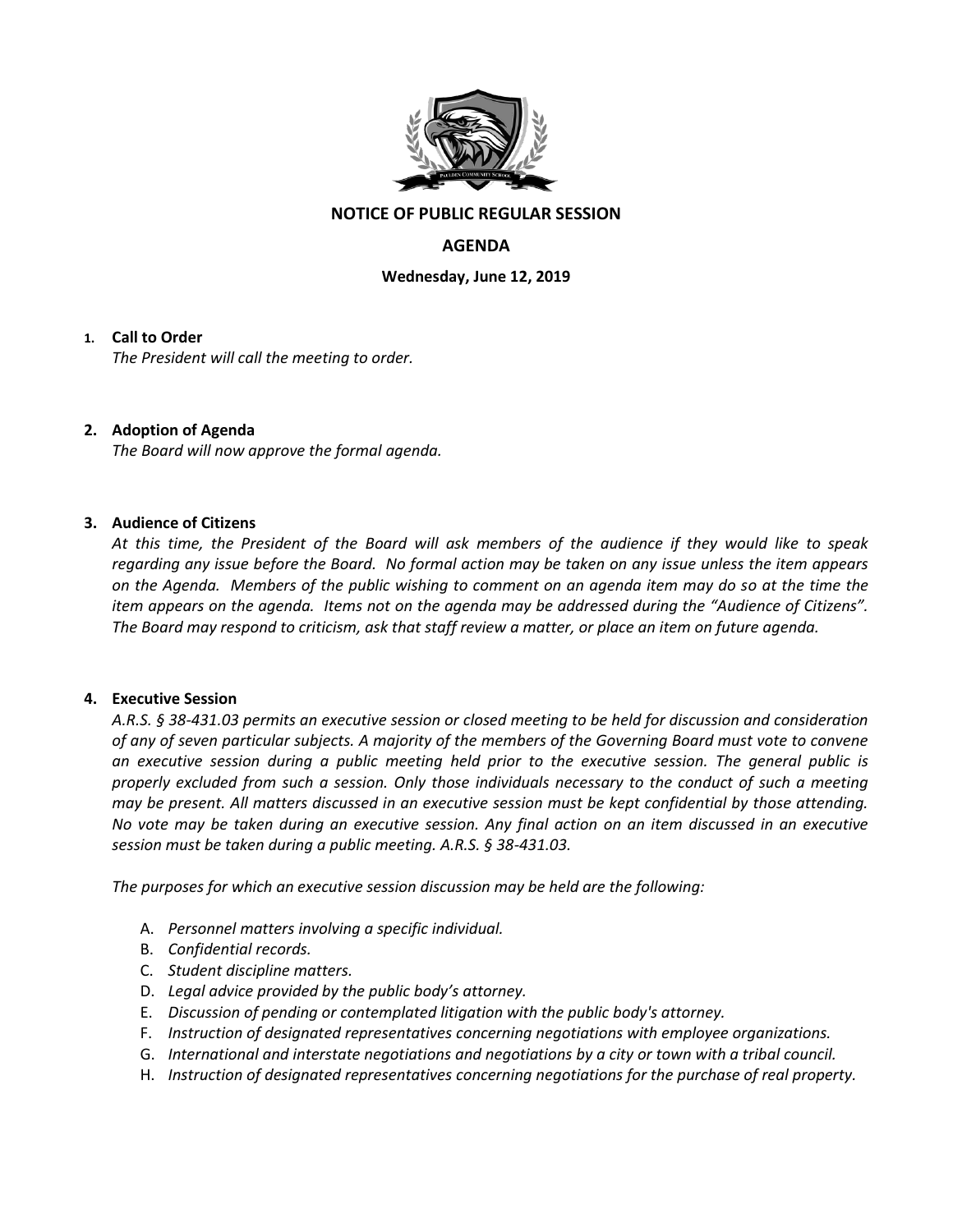**NOTICE OF PUBLIC REGULAR SESSION**

**AGENDA**

**Wednesday, June 12, 2019**

1. **Call to Order**
   *The President will call the meeting to order.*

2. **Adoption of Agenda**
   *The Board will now approve the formal agenda.*

3. **Audience of Citizens**
   *At this time, the President of the Board will ask members of the audience if they would like to speak regarding any issue before the Board. No formal action may be taken on any issue unless the item appears on the Agenda. Members of the public wishing to comment on an agenda item may do so at the time the item appears on the agenda. Items not on the agenda may be addressed during the "Audience of Citizens". The Board may respond to criticism, ask that staff review a matter, or place an item on future agenda.*

4. **Executive Session**
   *A.R.S. § 38-431.03 permits an executive session or closed meeting to be held for discussion and consideration of any of seven particular subjects. A majority of the members of the Governing Board must vote to convene an executive session during a public meeting held prior to the executive session. The general public is properly excluded from such a session. Only those individuals necessary to the conduct of such a meeting may be present. All matters discussed in an executive session must be kept confidential by those attending. No vote may be taken during an executive session. Any final action on an item discussed in an executive session must be taken during a public meeting. A.R.S. § 38-431.03.*

   *The purposes for which an executive session discussion may be held are the following:*

   A. *Personnel matters involving a specific individual.*
   B. *Confidential records.*
   C. *Student discipline matters.*
   D. *Legal advice provided by the public body's attorney.*
   E. *Discussion of pending or contemplated litigation with the public body's attorney.*
   F. *Instruction of designated representatives concerning negotiations with employee organizations.*
   G. *International and interstate negotiations and negotiations by a city or town with a tribal council.*
   H. *Instruction of designated representatives concerning negotiations for the purchase of real property.*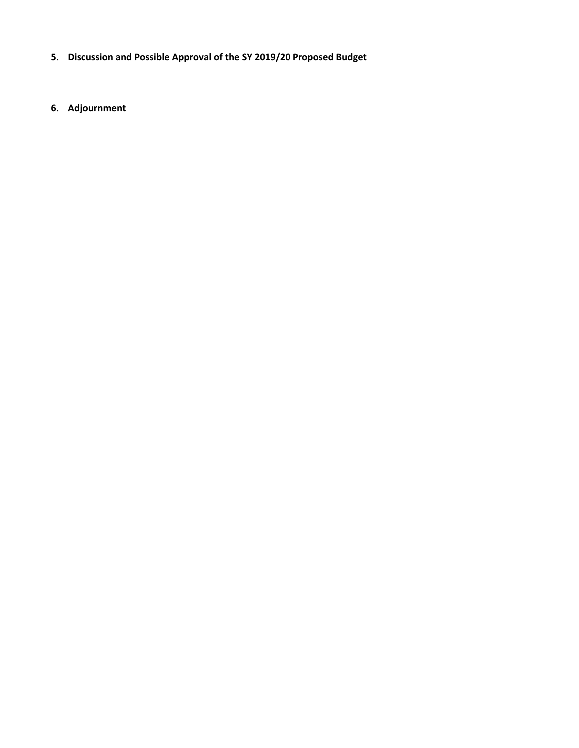5. **Discussion and Possible Approval of the SY 2019/20 Proposed Budget**

6. **Adjournment**